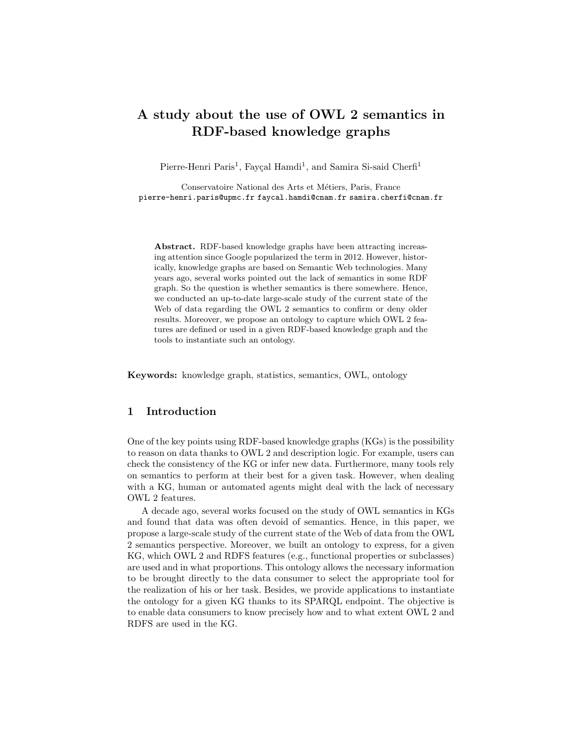# A study about the use of OWL 2 semantics in RDF-based knowledge graphs

Pierre-Henri Paris[1], Fayçal Hamdi[1], and Samira Si-said Cherfi[1]

Conservatoire National des Arts et Métiers, Paris, France
pierre-henri.paris@upmc.fr faycal.hamdi@cnam.fr samira.cherfi@cnam.fr

**Abstract.** RDF-based knowledge graphs have been attracting increasing attention since Google popularized the term in 2012. However, historically, knowledge graphs are based on Semantic Web technologies. Many years ago, several works pointed out the lack of semantics in some RDF graph. So the question is whether semantics is there somewhere. Hence, we conducted an up-to-date large-scale study of the current state of the Web of data regarding the OWL 2 semantics to confirm or deny older results. Moreover, we propose an ontology to capture which OWL 2 features are defined or used in a given RDF-based knowledge graph and the tools to instantiate such an ontology.

**Keywords:** knowledge graph, statistics, semantics, OWL, ontology

## 1 Introduction

One of the key points using RDF-based knowledge graphs (KGs) is the possibility to reason on data thanks to OWL 2 and description logic. For example, users can check the consistency of the KG or infer new data. Furthermore, many tools rely on semantics to perform at their best for a given task. However, when dealing with a KG, human or automated agents might deal with the lack of necessary OWL 2 features.

A decade ago, several works focused on the study of OWL semantics in KGs and found that data was often devoid of semantics. Hence, in this paper, we propose a large-scale study of the current state of the Web of data from the OWL 2 semantics perspective. Moreover, we built an ontology to express, for a given KG, which OWL 2 and RDFS features (e.g., functional properties or subclasses) are used and in what proportions. This ontology allows the necessary information to be brought directly to the data consumer to select the appropriate tool for the realization of his or her task. Besides, we provide applications to instantiate the ontology for a given KG thanks to its SPARQL endpoint. The objective is to enable data consumers to know precisely how and to what extent OWL 2 and RDFS are used in the KG.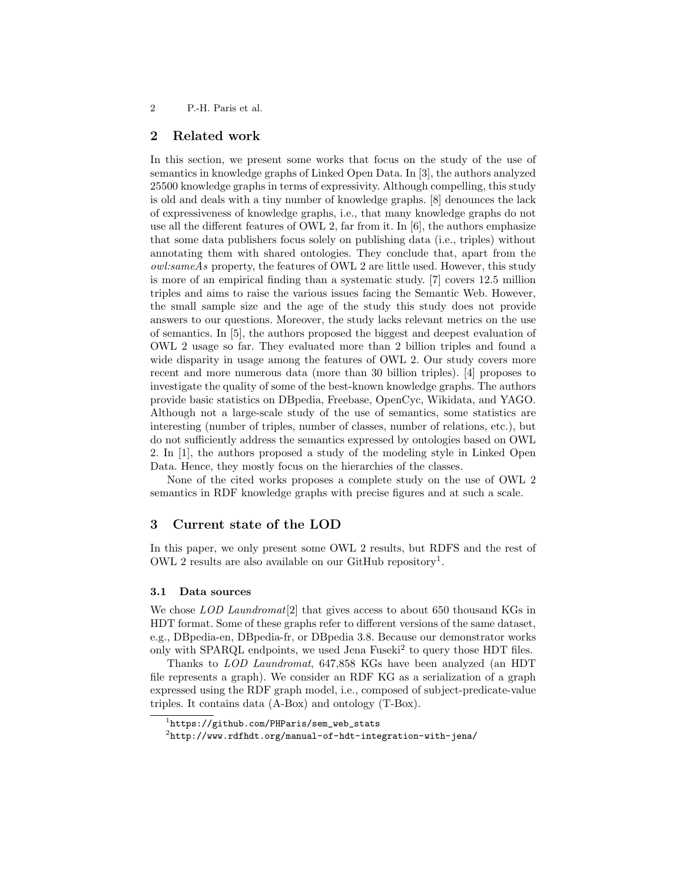## 2 Related work

In this section, we present some works that focus on the study of the use of semantics in knowledge graphs of Linked Open Data. In [3], the authors analyzed 25500 knowledge graphs in terms of expressivity. Although compelling, this study is old and deals with a tiny number of knowledge graphs. [8] denounces the lack of expressiveness of knowledge graphs, i.e., that many knowledge graphs do not use all the different features of OWL 2, far from it. In [6], the authors emphasize that some data publishers focus solely on publishing data (i.e., triples) without annotating them with shared ontologies. They conclude that, apart from the *owl:sameAs* property, the features of OWL 2 are little used. However, this study is more of an empirical finding than a systematic study. [7] covers 12.5 million triples and aims to raise the various issues facing the Semantic Web. However, the small sample size and the age of the study this study does not provide answers to our questions. Moreover, the study lacks relevant metrics on the use of semantics. In [5], the authors proposed the biggest and deepest evaluation of OWL 2 usage so far. They evaluated more than 2 billion triples and found a wide disparity in usage among the features of OWL 2. Our study covers more recent and more numerous data (more than 30 billion triples). [4] proposes to investigate the quality of some of the best-known knowledge graphs. The authors provide basic statistics on DBpedia, Freebase, OpenCyc, Wikidata, and YAGO. Although not a large-scale study of the use of semantics, some statistics are interesting (number of triples, number of classes, number of relations, etc.), but do not sufficiently address the semantics expressed by ontologies based on OWL 2. In [1], the authors proposed a study of the modeling style in Linked Open Data. Hence, they mostly focus on the hierarchies of the classes.

None of the cited works proposes a complete study on the use of OWL 2 semantics in RDF knowledge graphs with precise figures and at such a scale.

## 3 Current state of the LOD

In this paper, we only present some OWL 2 results, but RDFS and the rest of OWL 2 results are also available on our GitHub repository[1].

### 3.1 Data sources

We chose *LOD Laundromat*[2] that gives access to about 650 thousand KGs in HDT format. Some of these graphs refer to different versions of the same dataset, e.g., DBpedia-en, DBpedia-fr, or DBpedia 3.8. Because our demonstrator works only with SPARQL endpoints, we used Jena Fuseki[2] to query those HDT files.

Thanks to *LOD Laundromat*, 647,858 KGs have been analyzed (an HDT file represents a graph). We consider an RDF KG as a serialization of a graph expressed using the RDF graph model, i.e., composed of subject-predicate-value triples. It contains data (A-Box) and ontology (T-Box).

[1] `https://github.com/PHParis/sem_web_stats`

[2] `http://www.rdfhdt.org/manual-of-hdt-integration-with-jena/`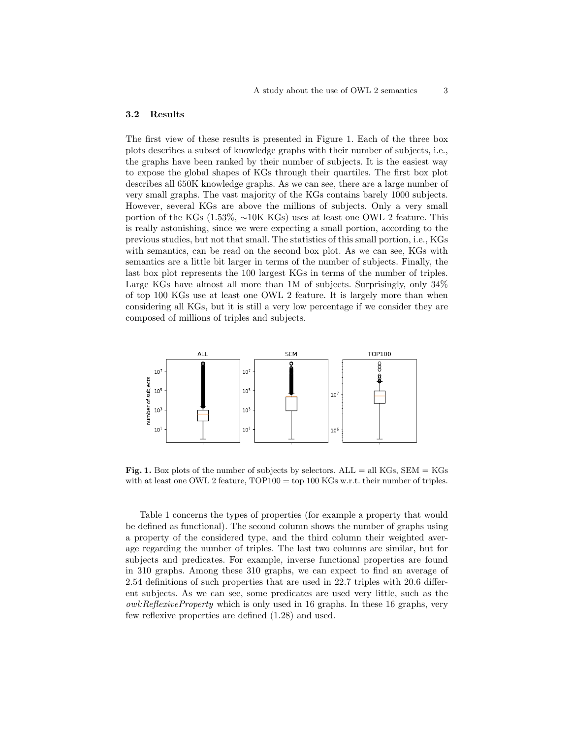### 3.2 Results

The first view of these results is presented in Figure 1. Each of the three box plots describes a subset of knowledge graphs with their number of subjects, i.e., the graphs have been ranked by their number of subjects. It is the easiest way to expose the global shapes of KGs through their quartiles. The first box plot describes all 650K knowledge graphs. As we can see, there are a large number of very small graphs. The vast majority of the KGs contains barely 1000 subjects. However, several KGs are above the millions of subjects. Only a very small portion of the KGs (1.53%, ∼10K KGs) uses at least one OWL 2 feature. This is really astonishing, since we were expecting a small portion, according to the previous studies, but not that small. The statistics of this small portion, i.e., KGs with semantics, can be read on the second box plot. As we can see, KGs with semantics are a little bit larger in terms of the number of subjects. Finally, the last box plot represents the 100 largest KGs in terms of the number of triples. Large KGs have almost all more than 1M of subjects. Surprisingly, only 34% of top 100 KGs use at least one OWL 2 feature. It is largely more than when considering all KGs, but it is still a very low percentage if we consider they are composed of millions of triples and subjects.

**Fig. 1.** Box plots of the number of subjects by selectors. ALL = all KGs, SEM = KGs with at least one OWL 2 feature, TOP100 = top 100 KGs w.r.t. their number of triples.

Table 1 concerns the types of properties (for example a property that would be defined as functional). The second column shows the number of graphs using a property of the considered type, and the third column their weighted average regarding the number of triples. The last two columns are similar, but for subjects and predicates. For example, inverse functional properties are found in 310 graphs. Among these 310 graphs, we can expect to find an average of 2.54 definitions of such properties that are used in 22.7 triples with 20.6 different subjects. As we can see, some predicates are used very little, such as the *owl:ReflexiveProperty* which is only used in 16 graphs. In these 16 graphs, very few reflexive properties are defined (1.28) and used.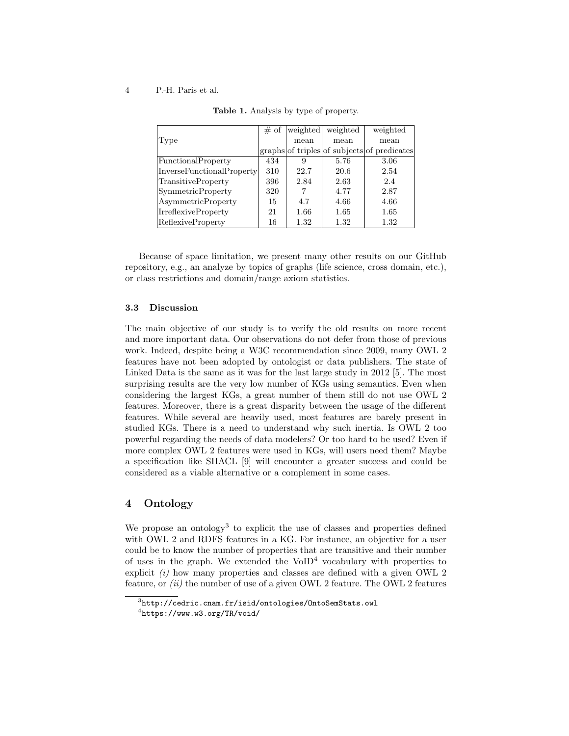**Table 1.** Analysis by type of property.

| Type | # of graphs | weighted mean of triples | weighted mean of subjects | weighted mean of predicates |
|---|---|---|---|---|
| FunctionalProperty | 434 | 9 | 5.76 | 3.06 |
| InverseFunctionalProperty | 310 | 22.7 | 20.6 | 2.54 |
| TransitiveProperty | 396 | 2.84 | 2.63 | 2.4 |
| SymmetricProperty | 320 | 7 | 4.77 | 2.87 |
| AsymmetricProperty | 15 | 4.7 | 4.66 | 4.66 |
| IrreflexiveProperty | 21 | 1.66 | 1.65 | 1.65 |
| ReflexiveProperty | 16 | 1.32 | 1.32 | 1.32 |

Because of space limitation, we present many other results on our GitHub repository, e.g., an analyze by topics of graphs (life science, cross domain, etc.), or class restrictions and domain/range axiom statistics.

### 3.3 Discussion

The main objective of our study is to verify the old results on more recent and more important data. Our observations do not defer from those of previous work. Indeed, despite being a W3C recommendation since 2009, many OWL 2 features have not been adopted by ontologist or data publishers. The state of Linked Data is the same as it was for the last large study in 2012 [5]. The most surprising results are the very low number of KGs using semantics. Even when considering the largest KGs, a great number of them still do not use OWL 2 features. Moreover, there is a great disparity between the usage of the different features. While several are heavily used, most features are barely present in studied KGs. There is a need to understand why such inertia. Is OWL 2 too powerful regarding the needs of data modelers? Or too hard to be used? Even if more complex OWL 2 features were used in KGs, will users need them? Maybe a specification like SHACL [9] will encounter a greater success and could be considered as a viable alternative or a complement in some cases.

## 4 Ontology

We propose an ontology[3] to explicit the use of classes and properties defined with OWL 2 and RDFS features in a KG. For instance, an objective for a user could be to know the number of properties that are transitive and their number of uses in the graph. We extended the VoID[4] vocabulary with properties to explicit *(i)* how many properties and classes are defined with a given OWL 2 feature, or *(ii)* the number of use of a given OWL 2 feature. The OWL 2 features

[3] `http://cedric.cnam.fr/isid/ontologies/OntoSemStats.owl`

[4] `https://www.w3.org/TR/void/`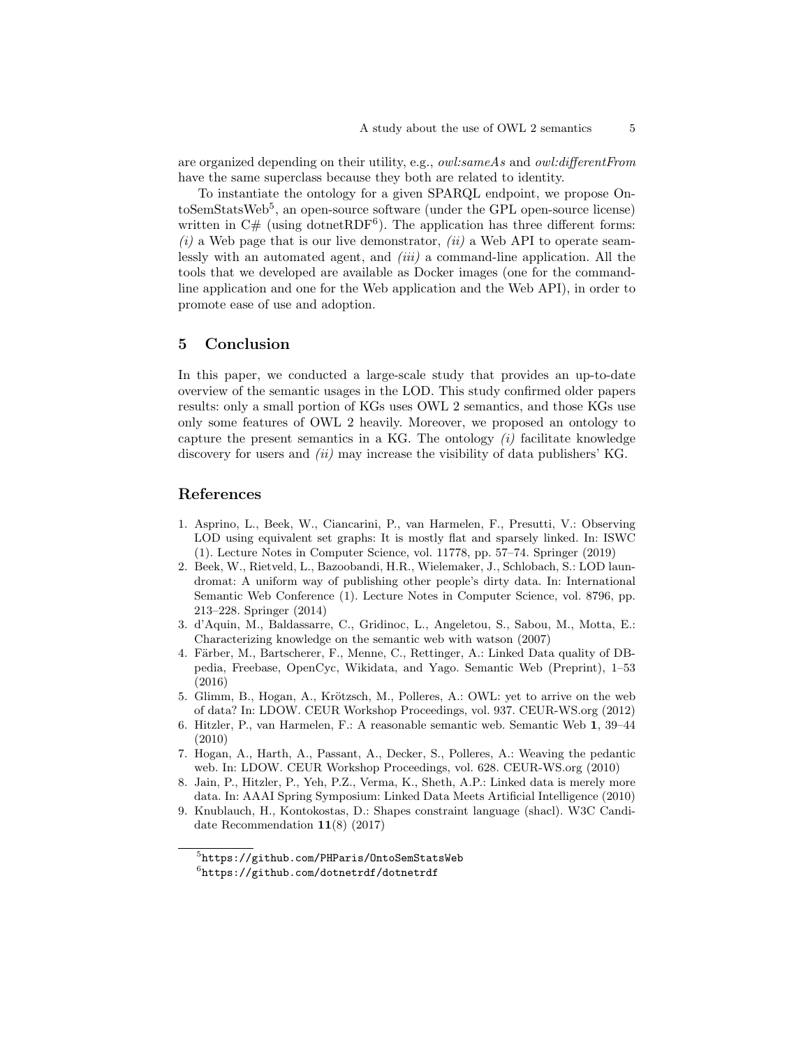are organized depending on their utility, e.g., *owl:sameAs* and *owl:differentFrom* have the same superclass because they both are related to identity.

To instantiate the ontology for a given SPARQL endpoint, we propose OntoSemStatsWeb[5], an open-source software (under the GPL open-source license) written in C# (using dotnetRDF[6]). The application has three different forms: *(i)* a Web page that is our live demonstrator, *(ii)* a Web API to operate seamlessly with an automated agent, and *(iii)* a command-line application. All the tools that we developed are available as Docker images (one for the command-line application and one for the Web application and the Web API), in order to promote ease of use and adoption.

## 5 Conclusion

In this paper, we conducted a large-scale study that provides an up-to-date overview of the semantic usages in the LOD. This study confirmed older papers results: only a small portion of KGs uses OWL 2 semantics, and those KGs use only some features of OWL 2 heavily. Moreover, we proposed an ontology to capture the present semantics in a KG. The ontology *(i)* facilitate knowledge discovery for users and *(ii)* may increase the visibility of data publishers' KG.

## References

1. Asprino, L., Beek, W., Ciancarini, P., van Harmelen, F., Presutti, V.: Observing LOD using equivalent set graphs: It is mostly flat and sparsely linked. In: ISWC (1). Lecture Notes in Computer Science, vol. 11778, pp. 57–74. Springer (2019)
2. Beek, W., Rietveld, L., Bazoobandi, H.R., Wielemaker, J., Schlobach, S.: LOD laundromat: A uniform way of publishing other people's dirty data. In: International Semantic Web Conference (1). Lecture Notes in Computer Science, vol. 8796, pp. 213–228. Springer (2014)
3. d'Aquin, M., Baldassarre, C., Gridinoc, L., Angeletou, S., Sabou, M., Motta, E.: Characterizing knowledge on the semantic web with watson (2007)
4. Färber, M., Bartscherer, F., Menne, C., Rettinger, A.: Linked Data quality of DBpedia, Freebase, OpenCyc, Wikidata, and Yago. Semantic Web (Preprint), 1–53 (2016)
5. Glimm, B., Hogan, A., Krötzsch, M., Polleres, A.: OWL: yet to arrive on the web of data? In: LDOW. CEUR Workshop Proceedings, vol. 937. CEUR-WS.org (2012)
6. Hitzler, P., van Harmelen, F.: A reasonable semantic web. Semantic Web **1**, 39–44 (2010)
7. Hogan, A., Harth, A., Passant, A., Decker, S., Polleres, A.: Weaving the pedantic web. In: LDOW. CEUR Workshop Proceedings, vol. 628. CEUR-WS.org (2010)
8. Jain, P., Hitzler, P., Yeh, P.Z., Verma, K., Sheth, A.P.: Linked data is merely more data. In: AAAI Spring Symposium: Linked Data Meets Artificial Intelligence (2010)
9. Knublauch, H., Kontokostas, D.: Shapes constraint language (shacl). W3C Candidate Recommendation **11**(8) (2017)

[5] `https://github.com/PHParis/OntoSemStatsWeb`

[6] `https://github.com/dotnetrdf/dotnetrdf`